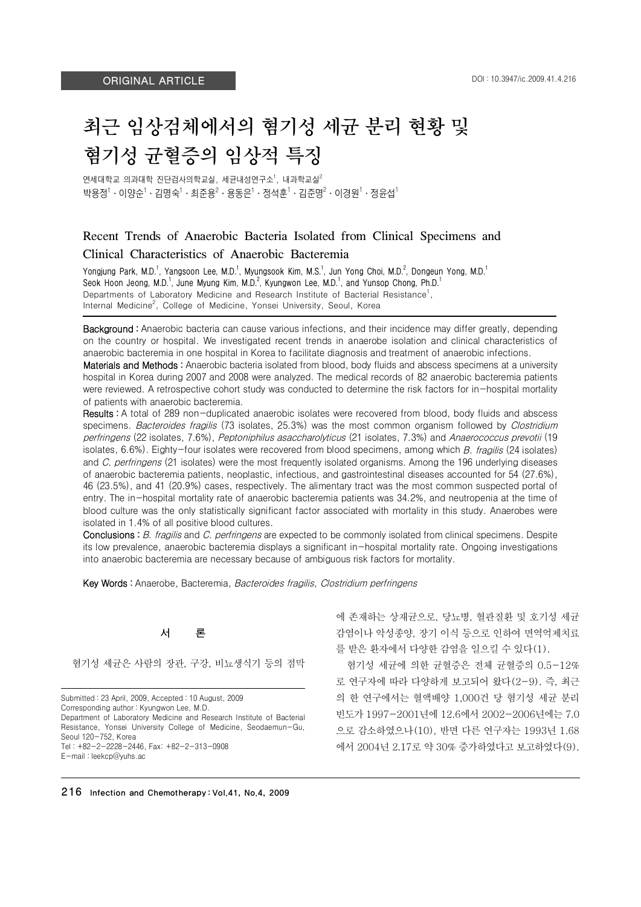ORIGINAL ARTICLE

DOI : 10.3947/ic.2009.41.4.216

# 최근 임상검체에서의 혐기성 세균 분리 현황 및 혐기성 균혈증의 임상적 특징

연세대학교 의과대학 진단검사의학교실, 세균내성연구소[1], 내과학교실[2]

박용정[1] · 이양순[1] · 김명숙[1] · 최준용[2] · 용동은[1] · 정석훈[1] · 김준명[2] · 이경원[1] · 정윤섭[1]

## Recent Trends of Anaerobic Bacteria Isolated from Clinical Specimens and Clinical Characteristics of Anaerobic Bacteremia

Yongjung Park, M.D.[1], Yangsoon Lee, M.D.[1], Myungsook Kim, M.S.[1], Jun Yong Choi, M.D.[2], Dongeun Yong, M.D.[1]
Seok Hoon Jeong, M.D.[1], June Myung Kim, M.D.[2], Kyungwon Lee, M.D.[1], and Yunsop Chong, Ph.D.[1]
Departments of Laboratory Medicine and Research Institute of Bacterial Resistance[1], Internal Medicine[2], College of Medicine, Yonsei University, Seoul, Korea

**Background :** Anaerobic bacteria can cause various infections, and their incidence may differ greatly, depending on the country or hospital. We investigated recent trends in anaerobe isolation and clinical characteristics of anaerobic bacteremia in one hospital in Korea to facilitate diagnosis and treatment of anaerobic infections.

**Materials and Methods :** Anaerobic bacteria isolated from blood, body fluids and abscess specimens at a university hospital in Korea during 2007 and 2008 were analyzed. The medical records of 82 anaerobic bacteremia patients were reviewed. A retrospective cohort study was conducted to determine the risk factors for in-hospital mortality of patients with anaerobic bacteremia.

**Results :** A total of 289 non-duplicated anaerobic isolates were recovered from blood, body fluids and abscess specimens. *Bacteroides fragilis* (73 isolates, 25.3%) was the most common organism followed by *Clostridium perfringens* (22 isolates, 7.6%), *Peptoniphilus asaccharolyticus* (21 isolates, 7.3%) and *Anaerococcus prevotii* (19 isolates, 6.6%). Eighty-four isolates were recovered from blood specimens, among which *B. fragilis* (24 isolates) and *C. perfringens* (21 isolates) were the most frequently isolated organisms. Among the 196 underlying diseases of anaerobic bacteremia patients, neoplastic, infectious, and gastrointestinal diseases accounted for 54 (27.6%), 46 (23.5%), and 41 (20.9%) cases, respectively. The alimentary tract was the most common suspected portal of entry. The in-hospital mortality rate of anaerobic bacteremia patients was 34.2%, and neutropenia at the time of blood culture was the only statistically significant factor associated with mortality in this study. Anaerobes were isolated in 1.4% of all positive blood cultures.

**Conclusions :** *B. fragilis* and *C. perfringens* are expected to be commonly isolated from clinical specimens. Despite its low prevalence, anaerobic bacteremia displays a significant in-hospital mortality rate. Ongoing investigations into anaerobic bacteremia are necessary because of ambiguous risk factors for mortality.

**Key Words :** Anaerobe, Bacteremia, *Bacteroides fragilis*, *Clostridium perfringens*

## 서 론

혐기성 세균은 사람의 장관, 구강, 비뇨생식기 등의 점막에 존재하는 상재균으로, 당뇨병, 혈관질환 및 호기성 세균 감염이나 악성종양, 장기 이식 등으로 인하여 면역억제치료를 받은 환자에서 다양한 감염을 일으킬 수 있다(1).

혐기성 세균에 의한 균혈증은 전체 균혈증의 0.5-12%로 연구자에 따라 다양하게 보고되어 왔다(2-9). 즉, 최근의 한 연구에서는 혈액배양 1,000건 당 혐기성 세균 분리 빈도가 1997-2001년에 12.6에서 2002-2006년에는 7.0으로 감소하였으나(10), 반면 다른 연구자는 1993년 1.68에서 2004년 2.17로 약 30% 증가하였다고 보고하였다(9).

Submitted : 23 April, 2009, Accepted : 10 August, 2009
Corresponding author : Kyungwon Lee, M.D.
Department of Laboratory Medicine and Research Institute of Bacterial Resistance, Yonsei University College of Medicine, Seodaemun-Gu, Seoul 120-752, Korea
Tel : +82-2-2228-2446, Fax: +82-2-313-0908
E-mail : leekcp@yuhs.ac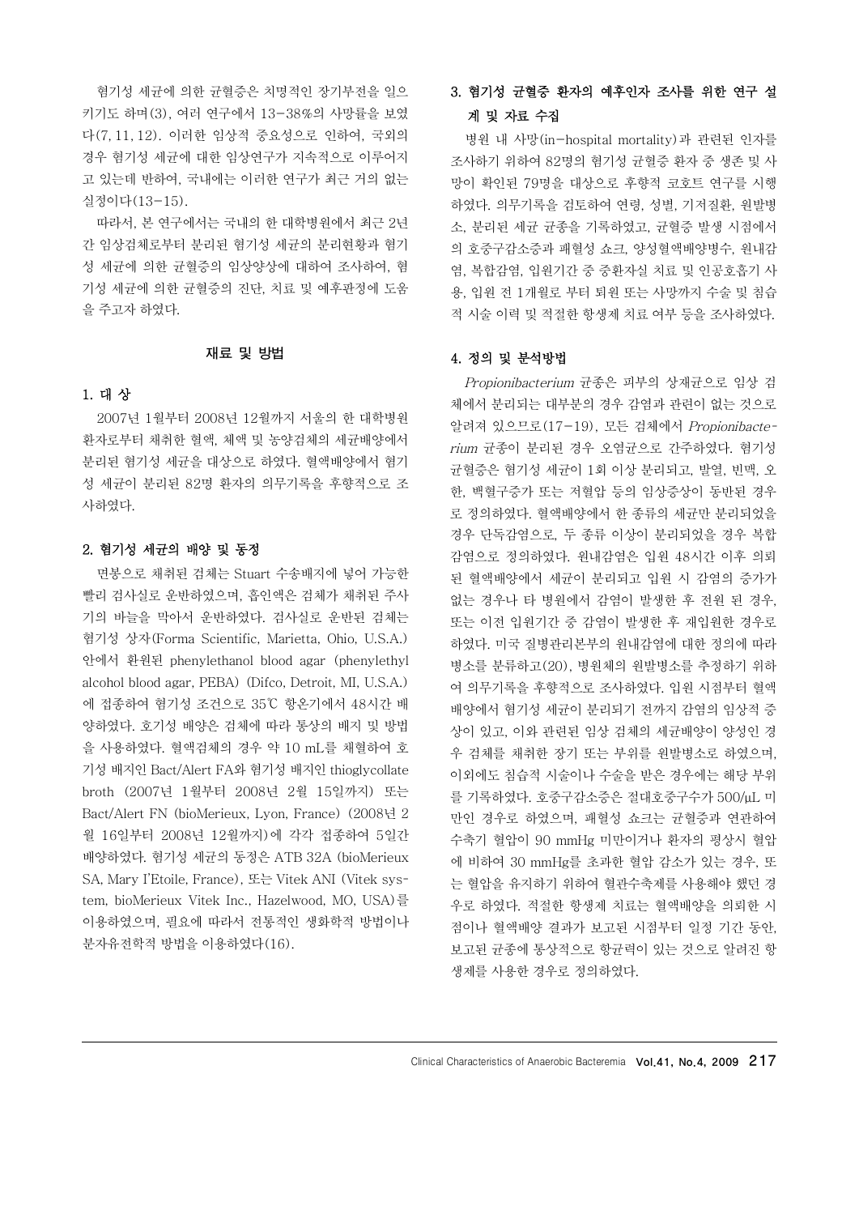혐기성 세균에 의한 균혈증은 치명적인 장기부전을 일으키기도 하며(3), 여러 연구에서 13-38%의 사망률을 보였다(7, 11, 12). 이러한 임상적 중요성으로 인하여, 국외의 경우 혐기성 세균에 대한 임상연구가 지속적으로 이루어지고 있는데 반하여, 국내에는 이러한 연구가 최근 거의 없는 실정이다(13-15).

따라서, 본 연구에서는 국내의 한 대학병원에서 최근 2년간 임상검체로부터 분리된 혐기성 세균의 분리현황과 혐기성 세균에 의한 균혈증의 임상양상에 대하여 조사하여, 혐기성 세균에 의한 균혈증의 진단, 치료 및 예후판정에 도움을 주고자 하였다.

## 재료 및 방법

### 1. 대 상

2007년 1월부터 2008년 12월까지 서울의 한 대학병원 환자로부터 채취한 혈액, 체액 및 농양검체의 세균배양에서 분리된 혐기성 세균을 대상으로 하였다. 혈액배양에서 혐기성 세균이 분리된 82명 환자의 의무기록을 후향적으로 조사하였다.

### 2. 혐기성 세균의 배양 및 동정

면봉으로 채취된 검체는 Stuart 수송배지에 넣어 가능한 빨리 검사실로 운반하였으며, 흡인액은 검체가 채취된 주사기의 바늘을 막아서 운반하였다. 검사실로 운반된 검체는 혐기성 상자(Forma Scientific, Marietta, Ohio, U.S.A.) 안에서 환원된 phenylethanol blood agar (phenylethyl alcohol blood agar, PEBA) (Difco, Detroit, MI, U.S.A.)에 접종하여 혐기성 조건으로 35℃ 항온기에서 48시간 배양하였다. 호기성 배양은 검체에 따라 통상의 배지 및 방법을 사용하였다. 혈액검체의 경우 약 10 mL를 채혈하여 호기성 배지인 Bact/Alert FA와 혐기성 배지인 thioglycollate broth (2007년 1월부터 2008년 2월 15일까지) 또는 Bact/Alert FN (bioMerieux, Lyon, France) (2008년 2월 16일부터 2008년 12월까지)에 각각 접종하여 5일간 배양하였다. 혐기성 세균의 동정은 ATB 32A (bioMerieux SA, Mary I'Etoile, France), 또는 Vitek ANI (Vitek system, bioMerieux Vitek Inc., Hazelwood, MO, USA)를 이용하였으며, 필요에 따라서 전통적인 생화학적 방법이나 분자유전학적 방법을 이용하였다(16).

### 3. 혐기성 균혈증 환자의 예후인자 조사를 위한 연구 설계 및 자료 수집

병원 내 사망(in-hospital mortality)과 관련된 인자를 조사하기 위하여 82명의 혐기성 균혈증 환자 중 생존 및 사망이 확인된 79명을 대상으로 후향적 코호트 연구를 시행하였다. 의무기록을 검토하여 연령, 성별, 기저질환, 원발병소, 분리된 세균 균종을 기록하였고, 균혈증 발생 시점에서의 호중구감소증과 패혈성 쇼크, 양성혈액배양병수, 원내감염, 복합감염, 입원기간 중 중환자실 치료 및 인공호흡기 사용, 입원 전 1개월로 부터 퇴원 또는 사망까지 수술 및 침습적 시술 이력 및 적절한 항생제 치료 여부 등을 조사하였다.

### 4. 정의 및 분석방법

*Propionibacterium* 균종은 피부의 상재균으로 임상 검체에서 분리되는 대부분의 경우 감염과 관련이 없는 것으로 알려져 있으므로(17-19), 모든 검체에서 *Propionibacterium* 균종이 분리된 경우 오염균으로 간주하였다. 혐기성 균혈증은 혐기성 세균이 1회 이상 분리되고, 발열, 빈맥, 오한, 백혈구증가 또는 저혈압 등의 임상증상이 동반된 경우로 정의하였다. 혈액배양에서 한 종류의 세균만 분리되었을 경우 단독감염으로, 두 종류 이상이 분리되었을 경우 복합감염으로 정의하였다. 원내감염은 입원 48시간 이후 의뢰된 혈액배양에서 세균이 분리되고 입원 시 감염의 증가가 없는 경우나 타 병원에서 감염이 발생한 후 전원 된 경우, 또는 이전 입원기간 중 감염이 발생한 후 재입원한 경우로 하였다. 미국 질병관리본부의 원내감염에 대한 정의에 따라 병소를 분류하고(20), 병원체의 원발병소를 추정하기 위하여 의무기록을 후향적으로 조사하였다. 입원 시점부터 혈액배양에서 혐기성 세균이 분리되기 전까지 감염의 임상적 증상이 있고, 이와 관련된 임상 검체의 세균배양이 양성인 경우 검체를 채취한 장기 또는 부위를 원발병소로 하였으며, 이외에도 침습적 시술이나 수술을 받은 경우에는 해당 부위를 기록하였다. 호중구감소증은 절대호중구수가 500/μL 미만인 경우로 하였으며, 패혈성 쇼크는 균혈증과 연관하여 수축기 혈압이 90 mmHg 미만이거나 환자의 평상시 혈압에 비하여 30 mmHg를 초과한 혈압 감소가 있는 경우, 또는 혈압을 유지하기 위하여 혈관수축제를 사용해야 했던 경우로 하였다. 적절한 항생제 치료는 혈액배양을 의뢰한 시점이나 혈액배양 결과가 보고된 시점부터 일정 기간 동안, 보고된 균종에 통상적으로 항균력이 있는 것으로 알려진 항생제를 사용한 경우로 정의하였다.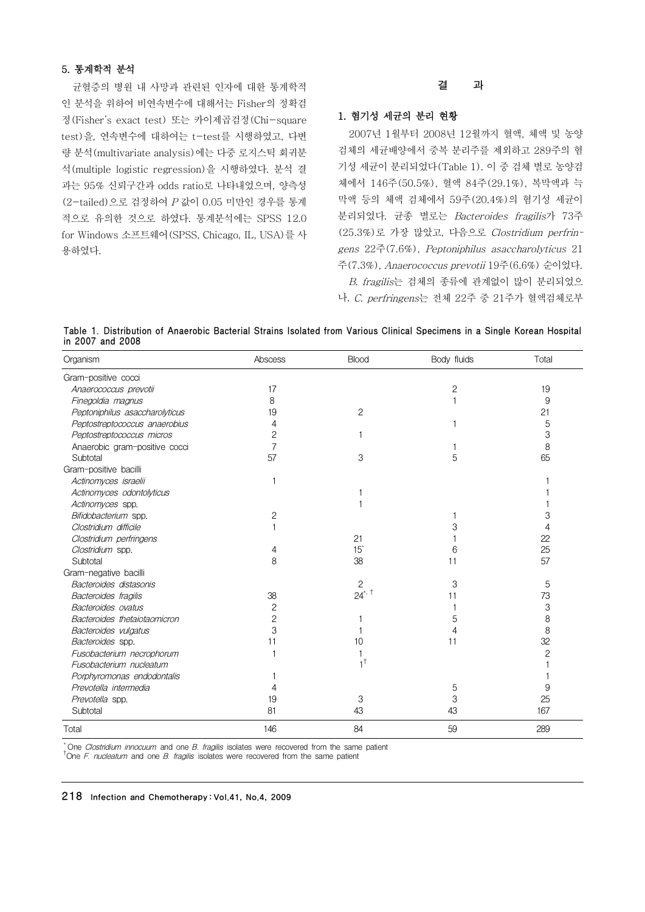### 5. 통계학적 분석

균혈증의 병원 내 사망과 관련된 인자에 대한 통계학적인 분석을 위하여 비연속변수에 대해서는 Fisher의 정확검정(Fisher's exact test) 또는 카이제곱검정(Chi-square test)을, 연속변수에 대하여는 t-test를 시행하였고, 다변량 분석(multivariate analysis)에는 다중 로지스틱 회귀분석(multiple logistic regression)을 시행하였다. 분석 결과는 95% 신뢰구간과 odds ratio로 나타내었으며, 양측성(2-tailed)으로 검정하여 *P* 값이 0.05 미만인 경우를 통계적으로 유의한 것으로 하였다. 통계분석에는 SPSS 12.0 for Windows 소프트웨어(SPSS, Chicago, IL, USA)를 사용하였다.

## 결　　과

### 1. 혐기성 세균의 분리 현황

2007년 1월부터 2008년 12월까지 혈액, 체액 및 농양 검체의 세균배양에서 중복 분리주를 제외하고 289주의 혐기성 세균이 분리되었다(Table 1). 이 중 검체 별로 농양검체에서 146주(50.5%), 혈액 84주(29.1%), 복막액과 늑막액 등의 체액 검체에서 59주(20.4%)의 혐기성 세균이 분리되었다. 균종 별로는 *Bacteroides fragilis*가 73주(25.3%)로 가장 많았고, 다음으로 *Clostridium perfringens* 22주(7.6%), *Peptoniphilus asaccharolyticus* 21주(7.3%), *Anaerococcus prevotii* 19주(6.6%) 순이었다.

*B. fragilis*는 검체의 종류에 관계없이 많이 분리되었으나, *C. perfringens*는 전체 22주 중 21주가 혈액검체로부

**Table 1. Distribution of Anaerobic Bacterial Strains Isolated from Various Clinical Specimens in a Single Korean Hospital in 2007 and 2008**

| Organism | Abscess | Blood | Body fluids | Total |
|---|---|---|---|---|
| Gram-positive cocci | | | | |
| *Anaerococcus prevotii* | 17 | | 2 | 19 |
| *Finegoldia magnus* | 8 | | 1 | 9 |
| *Peptoniphilus asaccharolyticus* | 19 | 2 | | 21 |
| *Peptostreptococcus anaerobius* | 4 | | 1 | 5 |
| *Peptostreptococcus micros* | 2 | 1 | | 3 |
| Anaerobic gram-positive cocci | 7 | | 1 | 8 |
| Subtotal | 57 | 3 | 5 | 65 |
| Gram-positive bacilli | | | | |
| *Actinomyces israelii* | 1 | | | 1 |
| *Actinomyces odontolyticus* | | 1 | | 1 |
| *Actinomyces* spp. | | 1 | | 1 |
| *Bifidobacterium* spp. | 2 | | 1 | 3 |
| *Clostridium difficile* | 1 | | 3 | 4 |
| *Clostridium perfringens* | | 21 | 1 | 22 |
| *Clostridium* spp. | 4 | 15* | 6 | 25 |
| Subtotal | 8 | 38 | 11 | 57 |
| Gram-negative bacilli | | | | |
| *Bacteroides distasonis* | | 2 | 3 | 5 |
| *Bacteroides fragilis* | 38 | 24*,† | 11 | 73 |
| *Bacteroides ovatus* | 2 | | 1 | 3 |
| *Bacteroides thetaiotaomicron* | 2 | 1 | 5 | 8 |
| *Bacteroides vulgatus* | 3 | 1 | 4 | 8 |
| *Bacteroides* spp. | 11 | 10 | 11 | 32 |
| *Fusobacterium necrophorum* | 1 | 1 | | 2 |
| *Fusobacterium nucleatum* | | 1† | | 1 |
| *Porphyromonas endodontalis* | 1 | | | 1 |
| *Prevotella intermedia* | 4 | | 5 | 9 |
| *Prevotella* spp. | 19 | 3 | 3 | 25 |
| Subtotal | 81 | 43 | 43 | 167 |
| Total | 146 | 84 | 59 | 289 |

*One *Clostridium innocuum* and one *B. fragilis* isolates were recovered from the same patient
†One *F. nucleatum* and one *B. fragilis* isolates were recovered from the same patient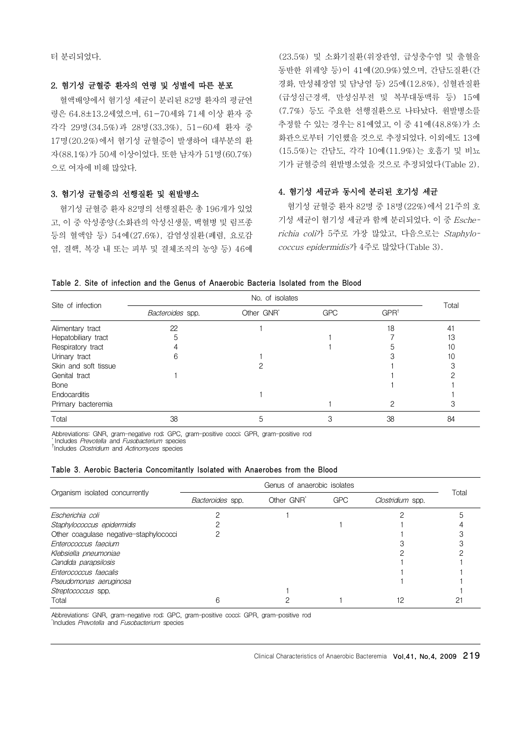터 분리되었다.

### 2. 혐기성 균혈증 환자의 연령 및 성별에 따른 분포

혈액배양에서 혐기성 세균이 분리된 82명 환자의 평균연령은 64.8±13.2세였으며, 61-70세와 71세 이상 환자 중 각각 29명(34.5%)과 28명(33.3%), 51-60세 환자 중 17명(20.2%)에서 혐기성 균혈증이 발생하여 대부분의 환자(88.1%)가 50세 이상이었다. 또한 남자가 51명(60.7%)으로 여자에 비해 많았다.

### 3. 혐기성 균혈증의 선행질환 및 원발병소

혐기성 균혈증 환자 82명의 선행질환은 총 196개가 있었고, 이 중 악성종양(소화관의 악성신생물, 백혈병 및 림프종 등의 혈액암 등) 54예(27.6%), 감염성질환(폐렴, 요로감염, 결핵, 복강 내 또는 피부 및 결체조직의 농양 등) 46예(23.5%) 및 소화기질환(위장관염, 급성충수염 및 출혈을 동반한 위궤양 등)이 41예(20.9%)였으며, 간담도질환(간경화, 만성췌장염 및 담낭염 등) 25예(12.8%), 심혈관질환(급성심근경색, 만성심부전 및 복부대동맥류 등) 15예(7.7%) 등도 주요한 선행질환으로 나타났다. 원발병소를 추정할 수 있는 경우는 81예였고, 이 중 41예(48.8%)가 소화관으로부터 기인했을 것으로 추정되었다. 이외에도 13예(15.5%)는 간담도, 각각 10예(11.9%)는 호흡기 및 비뇨기가 균혈증의 원발병소였을 것으로 추정되었다(Table 2).

### 4. 혐기성 세균과 동시에 분리된 호기성 세균

혐기성 균혈증 환자 82명 중 18명(22%)에서 21주의 호기성 세균이 혐기성 세균과 함께 분리되었다. 이 중 *Escherichia coli*가 5주로 가장 많았고, 다음으로는 *Staphylococcus epidermidis*가 4주로 많았다(Table 3).

**Table 2. Site of infection and the Genus of Anaerobic Bacteria Isolated from the Blood**

| Site of infection | No. of isolates | | | | Total |
|---|---|---|---|---|---|
| | *Bacteroides* spp. | Other GNR* | GPC | GPR† | |
| Alimentary tract | 22 | 1 | | 18 | 41 |
| Hepatobiliary tract | 5 | | 1 | 7 | 13 |
| Respiratory tract | 4 | | 1 | 5 | 10 |
| Urinary tract | 6 | 1 | | 3 | 10 |
| Skin and soft tissue | | 2 | | 1 | 3 |
| Genital tract | 1 | | | 1 | 2 |
| Bone | | | | 1 | 1 |
| Endocarditis | | 1 | | | 1 |
| Primary bacteremia | | | 1 | 2 | 3 |
| Total | 38 | 5 | 3 | 38 | 84 |

Abbreviations: GNR, gram-negative rod; GPC, gram-positive cocci; GPR, gram-positive rod
*Includes *Prevotella* and *Fusobacterium* species
†Includes *Clostridium* and *Actinomyces* species

**Table 3. Aerobic Bacteria Concomitantly Isolated with Anaerobes from the Blood**

| Organism isolated concurrently | Genus of anaerobic isolates | | | | Total |
|---|---|---|---|---|---|
| | *Bacteroides* spp. | Other GNR* | GPC | *Clostridium* spp. | |
| *Escherichia coli* | 2 | 1 | | 2 | 5 |
| *Staphylococcus epidermidis* | 2 | | 1 | 1 | 4 |
| Other coagulase negative-staphylococci | 2 | | | 1 | 3 |
| *Enterococcus faecium* | | | | 3 | 3 |
| *Klebsiella pneumoniae* | | | | 2 | 2 |
| *Candida parapsilosis* | | | | 1 | 1 |
| *Enterococcus faecalis* | | | | 1 | 1 |
| *Pseudomonas aeruginosa* | | | | 1 | 1 |
| *Streptococcus* spp. | | 1 | | | 1 |
| Total | 6 | 2 | 1 | 12 | 21 |

Abbreviations: GNR, gram-negative rod; GPC, gram-positive cocci; GPR, gram-positive rod
*Includes *Prevotella* and *Fusobacterium* species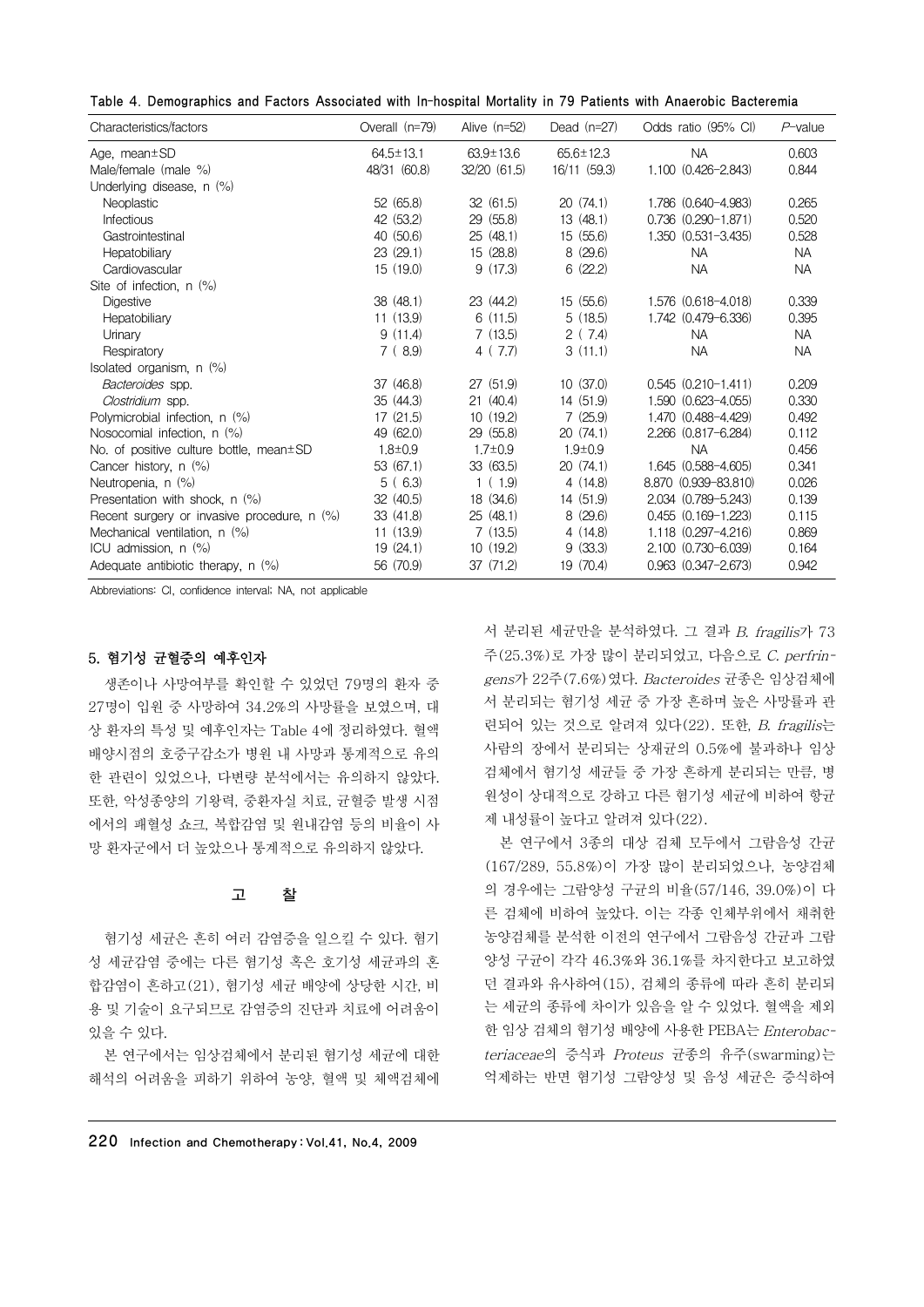Table 4. Demographics and Factors Associated with In-hospital Mortality in 79 Patients with Anaerobic Bacteremia

| Characteristics/factors | Overall (n=79) | Alive (n=52) | Dead (n=27) | Odds ratio (95% CI) | *P*-value |
|---|---|---|---|---|---|
| Age, mean±SD | 64.5±13.1 | 63.9±13.6 | 65.6±12.3 | NA | 0.603 |
| Male/female (male %) | 48/31 (60.8) | 32/20 (61.5) | 16/11 (59.3) | 1.100 (0.426-2.843) | 0.844 |
| Underlying disease, n (%) | | | | | |
| Neoplastic | 52 (65.8) | 32 (61.5) | 20 (74.1) | 1.786 (0.640-4.983) | 0.265 |
| Infectious | 42 (53.2) | 29 (55.8) | 13 (48.1) | 0.736 (0.290-1.871) | 0.520 |
| Gastrointestinal | 40 (50.6) | 25 (48.1) | 15 (55.6) | 1.350 (0.531-3.435) | 0.528 |
| Hepatobiliary | 23 (29.1) | 15 (28.8) | 8 (29.6) | NA | NA |
| Cardiovascular | 15 (19.0) | 9 (17.3) | 6 (22.2) | NA | NA |
| Site of infection, n (%) | | | | | |
| Digestive | 38 (48.1) | 23 (44.2) | 15 (55.6) | 1.576 (0.618-4.018) | 0.339 |
| Hepatobiliary | 11 (13.9) | 6 (11.5) | 5 (18.5) | 1.742 (0.479-6.336) | 0.395 |
| Urinary | 9 (11.4) | 7 (13.5) | 2 ( 7.4) | NA | NA |
| Respiratory | 7 ( 8.9) | 4 ( 7.7) | 3 (11.1) | NA | NA |
| Isolated organism, n (%) | | | | | |
| *Bacteroides* spp. | 37 (46.8) | 27 (51.9) | 10 (37.0) | 0.545 (0.210-1.411) | 0.209 |
| *Clostridium* spp. | 35 (44.3) | 21 (40.4) | 14 (51.9) | 1.590 (0.623-4.055) | 0.330 |
| Polymicrobial infection, n (%) | 17 (21.5) | 10 (19.2) | 7 (25.9) | 1.470 (0.488-4.429) | 0.492 |
| Nosocomial infection, n (%) | 49 (62.0) | 29 (55.8) | 20 (74.1) | 2.266 (0.817-6.284) | 0.112 |
| No. of positive culture bottle, mean±SD | 1.8±0.9 | 1.7±0.9 | 1.9±0.9 | NA | 0.456 |
| Cancer history, n (%) | 53 (67.1) | 33 (63.5) | 20 (74.1) | 1.645 (0.588-4.605) | 0.341 |
| Neutropenia, n (%) | 5 ( 6.3) | 1 ( 1.9) | 4 (14.8) | 8.870 (0.939-83.810) | 0.026 |
| Presentation with shock, n (%) | 32 (40.5) | 18 (34.6) | 14 (51.9) | 2.034 (0.789-5.243) | 0.139 |
| Recent surgery or invasive procedure, n (%) | 33 (41.8) | 25 (48.1) | 8 (29.6) | 0.455 (0.169-1.223) | 0.115 |
| Mechanical ventilation, n (%) | 11 (13.9) | 7 (13.5) | 4 (14.8) | 1.118 (0.297-4.216) | 0.869 |
| ICU admission, n (%) | 19 (24.1) | 10 (19.2) | 9 (33.3) | 2.100 (0.730-6.039) | 0.164 |
| Adequate antibiotic therapy, n (%) | 56 (70.9) | 37 (71.2) | 19 (70.4) | 0.963 (0.347-2.673) | 0.942 |

Abbreviations: CI, confidence interval; NA, not applicable

### 5. 혐기성 균혈증의 예후인자

생존이나 사망여부를 확인할 수 있었던 79명의 환자 중 27명이 입원 중 사망하여 34.2%의 사망률을 보였으며, 대상 환자의 특성 및 예후인자는 Table 4에 정리하였다. 혈액배양시점의 호중구감소가 병원 내 사망과 통계적으로 유의한 관련이 있었으나, 다변량 분석에서는 유의하지 않았다. 또한, 악성종양의 기왕력, 중환자실 치료, 균혈증 발생 시점에서의 패혈성 쇼크, 복합감염 및 원내감염 등의 비율이 사망 환자군에서 더 높았으나 통계적으로 유의하지 않았다.

## 고 찰

혐기성 세균은 흔히 여러 감염증을 일으킬 수 있다. 혐기성 세균감염 중에는 다른 혐기성 혹은 호기성 세균과의 혼합감염이 흔하고(21), 혐기성 세균 배양에 상당한 시간, 비용 및 기술이 요구되므로 감염증의 진단과 치료에 어려움이 있을 수 있다.

본 연구에서는 임상검체에서 분리된 혐기성 세균에 대한 해석의 어려움을 피하기 위하여 농양, 혈액 및 체액검체에서 분리된 세균만을 분석하였다. 그 결과 *B. fragilis*가 73주(25.3%)로 가장 많이 분리되었고, 다음으로 *C. perfringens*가 22주(7.6%)였다. *Bacteroides* 균종은 임상검체에서 분리되는 혐기성 세균 중 가장 흔하며 높은 사망률과 관련되어 있는 것으로 알려져 있다(22). 또한, *B. fragilis*는 사람의 장에서 분리되는 상재균의 0.5%에 불과하나 임상검체에서 혐기성 세균들 중 가장 흔하게 분리되는 만큼, 병원성이 상대적으로 강하고 다른 혐기성 세균에 비하여 항균제 내성률이 높다고 알려져 있다(22).

본 연구에서 3종의 대상 검체 모두에서 그람음성 간균(167/289, 55.8%)이 가장 많이 분리되었으나, 농양검체의 경우에는 그람양성 구균의 비율(57/146, 39.0%)이 다른 검체에 비하여 높았다. 이는 각종 인체부위에서 채취한 농양검체를 분석한 이전의 연구에서 그람음성 간균과 그람양성 구균이 각각 46.3%와 36.1%를 차지한다고 보고하였던 결과와 유사하여(15), 검체의 종류에 따라 흔히 분리되는 세균의 종류에 차이가 있음을 알 수 있었다. 혈액을 제외한 임상 검체의 혐기성 배양에 사용한 PEBA는 *Enterobacteriaceae*의 증식과 *Proteus* 균종의 유주(swarming)는 억제하는 반면 혐기성 그람양성 및 음성 세균은 증식하여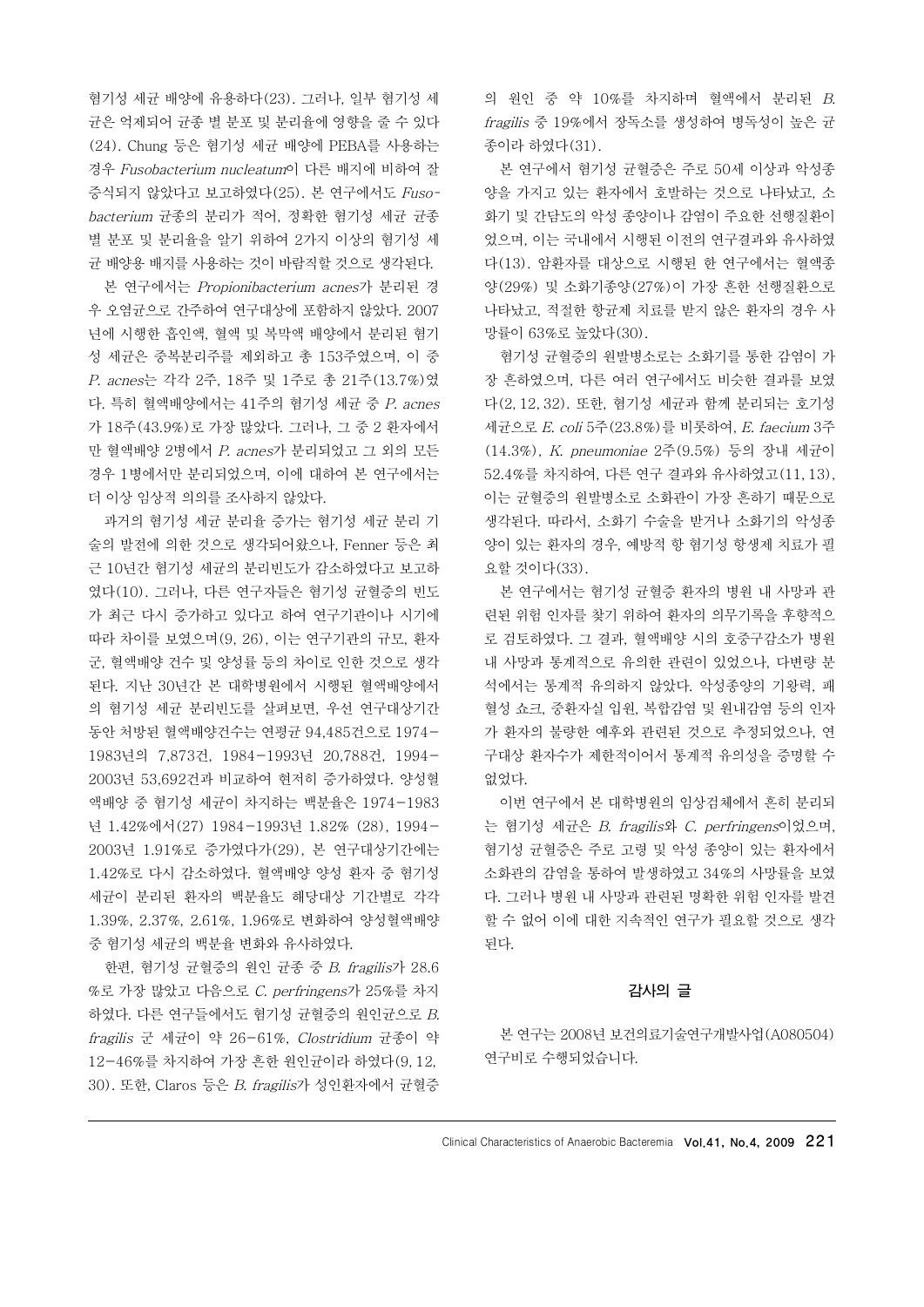혐기성 세균 배양에 유용하다(23). 그러나, 일부 혐기성 세균은 억제되어 균종 별 분포 및 분리율에 영향을 줄 수 있다(24). Chung 등은 혐기성 세균 배양에 PEBA를 사용하는 경우 *Fusobacterium nucleatum*이 다른 배지에 비하여 잘 증식되지 않았다고 보고하였다(25). 본 연구에서도 *Fusobacterium* 균종의 분리가 적어, 정확한 혐기성 세균 균종별 분포 및 분리율을 알기 위하여 2가지 이상의 혐기성 세균 배양용 배지를 사용하는 것이 바람직할 것으로 생각된다.

본 연구에서는 *Propionibacterium acnes*가 분리된 경우 오염균으로 간주하여 연구대상에 포함하지 않았다. 2007년에 시행한 흡인액, 혈액 및 복막액 배양에서 분리된 혐기성 세균은 중복분리주를 제외하고 총 153주였으며, 이 중 *P. acnes*는 각각 2주, 18주 및 1주로 총 21주(13.7%)였다. 특히 혈액배양에서는 41주의 혐기성 세균 중 *P. acnes*가 18주(43.9%)로 가장 많았다. 그러나, 그 중 2 환자에서만 혈액배양 2병에서 *P. acnes*가 분리되었고 그 외의 모든 경우 1병에서만 분리되었으며, 이에 대하여 본 연구에서는 더 이상 임상적 의의를 조사하지 않았다.

과거의 혐기성 세균 분리율 증가는 혐기성 세균 분리 기술의 발전에 의한 것으로 생각되어왔으나, Fenner 등은 최근 10년간 혐기성 세균의 분리빈도가 감소하였다고 보고하였다(10). 그러나, 다른 연구자들은 혐기성 균혈증의 빈도가 최근 다시 증가하고 있다고 하여 연구기관이나 시기에 따라 차이를 보였으며(9, 26), 이는 연구기관의 규모, 환자군, 혈액배양 건수 및 양성률 등의 차이로 인한 것으로 생각된다. 지난 30년간 본 대학병원에서 시행된 혈액배양에서의 혐기성 세균 분리빈도를 살펴보면, 우선 연구대상기간 동안 처방된 혈액배양건수는 연평균 94,485건으로 1974-1983년의 7,873건, 1984-1993년 20,788건, 1994-2003년 53,692건과 비교하여 현저히 증가하였다. 양성혈액배양 중 혐기성 세균이 차지하는 백분율은 1974-1983년 1.42%에서(27) 1984-1993년 1.82% (28), 1994-2003년 1.91%로 증가했다가(29), 본 연구대상기간에는 1.42%로 다시 감소하였다. 혈액배양 양성 환자 중 혐기성 세균이 분리된 환자의 백분율도 해당대상 기간별로 각각 1.39%, 2.37%, 2.61%, 1.96%로 변화하여 양성혈액배양 중 혐기성 세균의 백분율 변화와 유사하였다.

한편, 혐기성 균혈증의 원인 균종 중 *B. fragilis*가 28.6%로 가장 많았고 다음으로 *C. perfringens*가 25%를 차지하였다. 다른 연구들에서도 혐기성 균혈증의 원인균으로 *B. fragilis* 군 세균이 약 26-61%, *Clostridium* 균종이 약 12-46%를 차지하여 가장 흔한 원인균이라 하였다(9, 12, 30). 또한, Claros 등은 *B. fragilis*가 성인환자에서 균혈증의 원인 중 약 10%를 차지하며 혈액에서 분리된 *B. fragilis* 중 19%에서 장독소를 생성하여 병독성이 높은 균종이라 하였다(31).

본 연구에서 혐기성 균혈증은 주로 50세 이상과 악성종양을 가지고 있는 환자에서 호발하는 것으로 나타났고, 소화기 및 간담도의 악성 종양이나 감염이 주요한 선행질환이었으며, 이는 국내에서 시행된 이전의 연구결과와 유사하였다(13). 암환자를 대상으로 시행된 한 연구에서는 혈액종양(29%) 및 소화기종양(27%)이 가장 흔한 선행질환으로 나타났고, 적절한 항균제 치료를 받지 않은 환자의 경우 사망률이 63%로 높았다(30).

혐기성 균혈증의 원발병소로는 소화기를 통한 감염이 가장 흔하였으며, 다른 여러 연구에서도 비슷한 결과를 보였다(2, 12, 32). 또한, 혐기성 세균과 함께 분리되는 호기성 세균으로 *E. coli* 5주(23.8%)를 비롯하여, *E. faecium* 3주(14.3%), *K. pneumoniae* 2주(9.5%) 등의 장내 세균이 52.4%를 차지하여, 다른 연구 결과와 유사하였고(11, 13), 이는 균혈증의 원발병소로 소화관이 가장 흔하기 때문으로 생각된다. 따라서, 소화기 수술을 받거나 소화기의 악성종양이 있는 환자의 경우, 예방적 항 혐기성 항생제 치료가 필요할 것이다(33).

본 연구에서는 혐기성 균혈증 환자의 병원 내 사망과 관련된 위험 인자를 찾기 위하여 환자의 의무기록을 후향적으로 검토하였다. 그 결과, 혈액배양 시의 호중구감소가 병원 내 사망과 통계적으로 유의한 관련이 있었으나, 다변량 분석에서는 통계적 유의하지 않았다. 악성종양의 기왕력, 패혈성 쇼크, 중환자실 입원, 복합감염 및 원내감염 등의 인자가 환자의 불량한 예후와 관련된 것으로 추정되었으나, 연구대상 환자수가 제한적이어서 통계적 유의성을 증명할 수 없었다.

이번 연구에서 본 대학병원의 임상검체에서 흔히 분리되는 혐기성 세균은 *B. fragilis*와 *C. perfringens*이었으며, 혐기성 균혈증은 주로 고령 및 악성 종양이 있는 환자에서 소화관의 감염을 통하여 발생하였고 34%의 사망률을 보였다. 그러나 병원 내 사망과 관련된 명확한 위험 인자를 발견할 수 없어 이에 대한 지속적인 연구가 필요할 것으로 생각된다.

## 감사의 글

본 연구는 2008년 보건의료기술연구개발사업(A080504) 연구비로 수행되었습니다.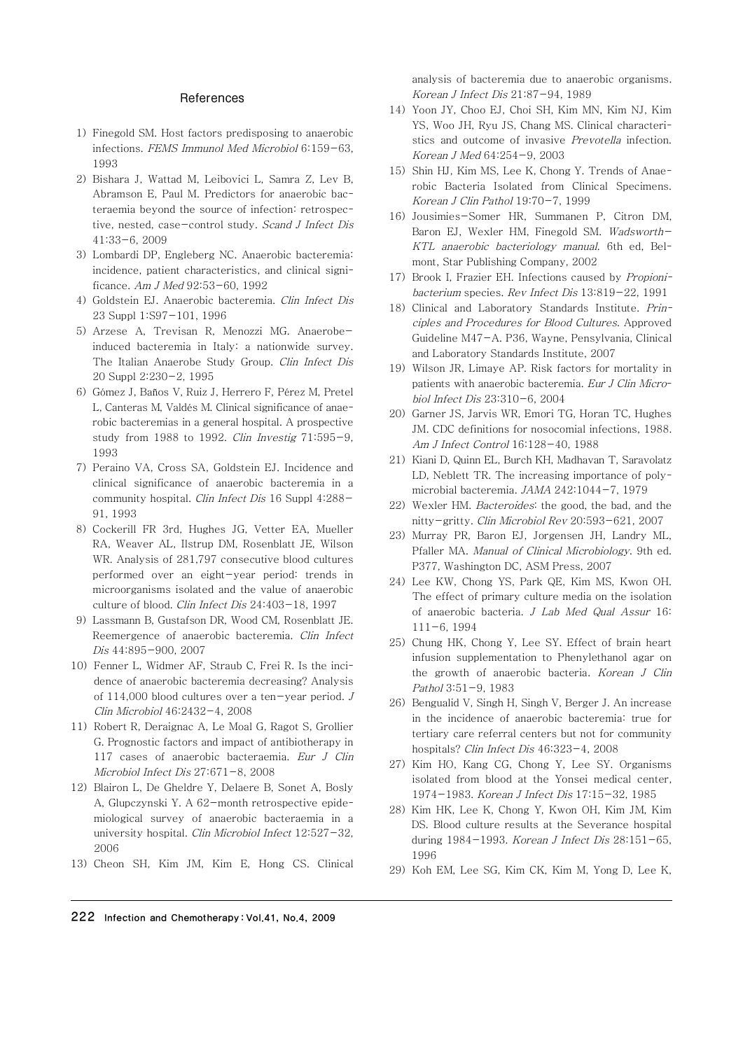## References

1) Finegold SM. Host factors predisposing to anaerobic infections. *FEMS Immunol Med Microbiol* 6:159-63, 1993
2) Bishara J, Wattad M, Leibovici L, Samra Z, Lev B, Abramson E, Paul M. Predictors for anaerobic bacteraemia beyond the source of infection: retrospective, nested, case-control study. *Scand J Infect Dis* 41:33-6, 2009
3) Lombardi DP, Engleberg NC. Anaerobic bacteremia: incidence, patient characteristics, and clinical significance. *Am J Med* 92:53-60, 1992
4) Goldstein EJ. Anaerobic bacteremia. *Clin Infect Dis* 23 Suppl 1:S97-101, 1996
5) Arzese A, Trevisan R, Menozzi MG. Anaerobe-induced bacteremia in Italy: a nationwide survey. The Italian Anaerobe Study Group. *Clin Infect Dis* 20 Suppl 2:230-2, 1995
6) Gómez J, Baños V, Ruiz J, Herrero F, Pérez M, Pretel L, Canteras M, Valdés M. Clinical significance of anaerobic bacteremias in a general hospital. A prospective study from 1988 to 1992. *Clin Investig* 71:595-9, 1993
7) Peraino VA, Cross SA, Goldstein EJ. Incidence and clinical significance of anaerobic bacteremia in a community hospital. *Clin Infect Dis* 16 Suppl 4:288-91, 1993
8) Cockerill FR 3rd, Hughes JG, Vetter EA, Mueller RA, Weaver AL, Ilstrup DM, Rosenblatt JE, Wilson WR. Analysis of 281,797 consecutive blood cultures performed over an eight-year period: trends in microorganisms isolated and the value of anaerobic culture of blood. *Clin Infect Dis* 24:403-18, 1997
9) Lassmann B, Gustafson DR, Wood CM, Rosenblatt JE. Reemergence of anaerobic bacteremia. *Clin Infect Dis* 44:895-900, 2007
10) Fenner L, Widmer AF, Straub C, Frei R. Is the incidence of anaerobic bacteremia decreasing? Analysis of 114,000 blood cultures over a ten-year period. *J Clin Microbiol* 46:2432-4, 2008
11) Robert R, Deraignac A, Le Moal G, Ragot S, Grollier G. Prognostic factors and impact of antibiotherapy in 117 cases of anaerobic bacteraemia. *Eur J Clin Microbiol Infect Dis* 27:671-8, 2008
12) Blairon L, De Gheldre Y, Delaere B, Sonet A, Bosly A, Glupczynski Y. A 62-month retrospective epidemiological survey of anaerobic bacteraemia in a university hospital. *Clin Microbiol Infect* 12:527-32, 2006
13) Cheon SH, Kim JM, Kim E, Hong CS. Clinical analysis of bacteremia due to anaerobic organisms. *Korean J Infect Dis* 21:87-94, 1989
14) Yoon JY, Choo EJ, Choi SH, Kim MN, Kim NJ, Kim YS, Woo JH, Ryu JS, Chang MS. Clinical characteristics and outcome of invasive *Prevotella* infection. *Korean J Med* 64:254-9, 2003
15) Shin HJ, Kim MS, Lee K, Chong Y. Trends of Anaerobic Bacteria Isolated from Clinical Specimens. *Korean J Clin Pathol* 19:70-7, 1999
16) Jousimies-Somer HR, Summanen P, Citron DM, Baron EJ, Wexler HM, Finegold SM. *Wadsworth-KTL anaerobic bacteriology manual*. 6th ed, Belmont, Star Publishing Company, 2002
17) Brook I, Frazier EH. Infections caused by *Propionibacterium* species. *Rev Infect Dis* 13:819-22, 1991
18) Clinical and Laboratory Standards Institute. *Principles and Procedures for Blood Cultures*. Approved Guideline M47-A. P36, Wayne, Pensylvania, Clinical and Laboratory Standards Institute, 2007
19) Wilson JR, Limaye AP. Risk factors for mortality in patients with anaerobic bacteremia. *Eur J Clin Microbiol Infect Dis* 23:310-6, 2004
20) Garner JS, Jarvis WR, Emori TG, Horan TC, Hughes JM. CDC definitions for nosocomial infections, 1988. *Am J Infect Control* 16:128-40, 1988
21) Kiani D, Quinn EL, Burch KH, Madhavan T, Saravolatz LD, Neblett TR. The increasing importance of polymicrobial bacteremia. *JAMA* 242:1044-7, 1979
22) Wexler HM. *Bacteroides*: the good, the bad, and the nitty-gritty. *Clin Microbiol Rev* 20:593-621, 2007
23) Murray PR, Baron EJ, Jorgensen JH, Landry ML, Pfaller MA. *Manual of Clinical Microbiology*. 9th ed. P377, Washington DC, ASM Press, 2007
24) Lee KW, Chong YS, Park QE, Kim MS, Kwon OH. The effect of primary culture media on the isolation of anaerobic bacteria. *J Lab Med Qual Assur* 16:111-6, 1994
25) Chung HK, Chong Y, Lee SY. Effect of brain heart infusion supplementation to Phenylethanol agar on the growth of anaerobic bacteria. *Korean J Clin Pathol* 3:51-9, 1983
26) Bengualid V, Singh H, Singh V, Berger J. An increase in the incidence of anaerobic bacteremia: true for tertiary care referral centers but not for community hospitals? *Clin Infect Dis* 46:323-4, 2008
27) Kim HO, Kang CG, Chong Y, Lee SY. Organisms isolated from blood at the Yonsei medical center, 1974-1983. *Korean J Infect Dis* 17:15-32, 1985
28) Kim HK, Lee K, Chong Y, Kwon OH, Kim JM, Kim DS. Blood culture results at the Severance hospital during 1984-1993. *Korean J Infect Dis* 28:151-65, 1996
29) Koh EM, Lee SG, Kim CK, Kim M, Yong D, Lee K,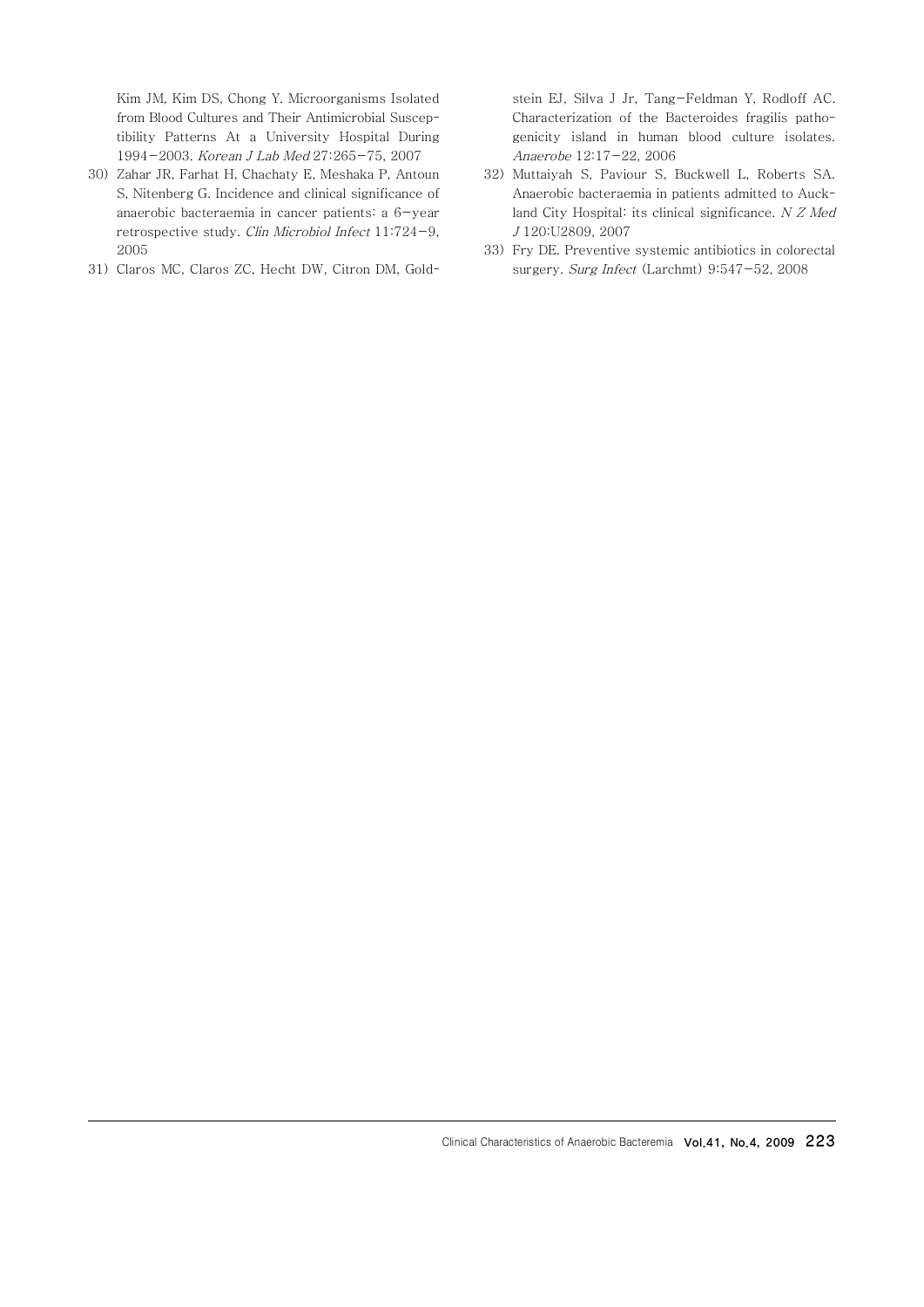Kim JM, Kim DS, Chong Y. Microorganisms Isolated from Blood Cultures and Their Antimicrobial Susceptibility Patterns At a University Hospital During 1994−2003. *Korean J Lab Med* 27:265−75, 2007

30) Zahar JR, Farhat H, Chachaty E, Meshaka P, Antoun S, Nitenberg G. Incidence and clinical significance of anaerobic bacteraemia in cancer patients: a 6−year retrospective study. *Clin Microbiol Infect* 11:724−9, 2005

31) Claros MC, Claros ZC, Hecht DW, Citron DM, Goldstein EJ, Silva J Jr, Tang−Feldman Y, Rodloff AC. Characterization of the Bacteroides fragilis pathogenicity island in human blood culture isolates. *Anaerobe* 12:17−22, 2006

32) Muttaiyah S, Paviour S, Buckwell L, Roberts SA. Anaerobic bacteraemia in patients admitted to Auckland City Hospital: its clinical significance. *N Z Med J* 120:U2809, 2007

33) Fry DE. Preventive systemic antibiotics in colorectal surgery. *Surg Infect* (Larchmt) 9:547−52, 2008